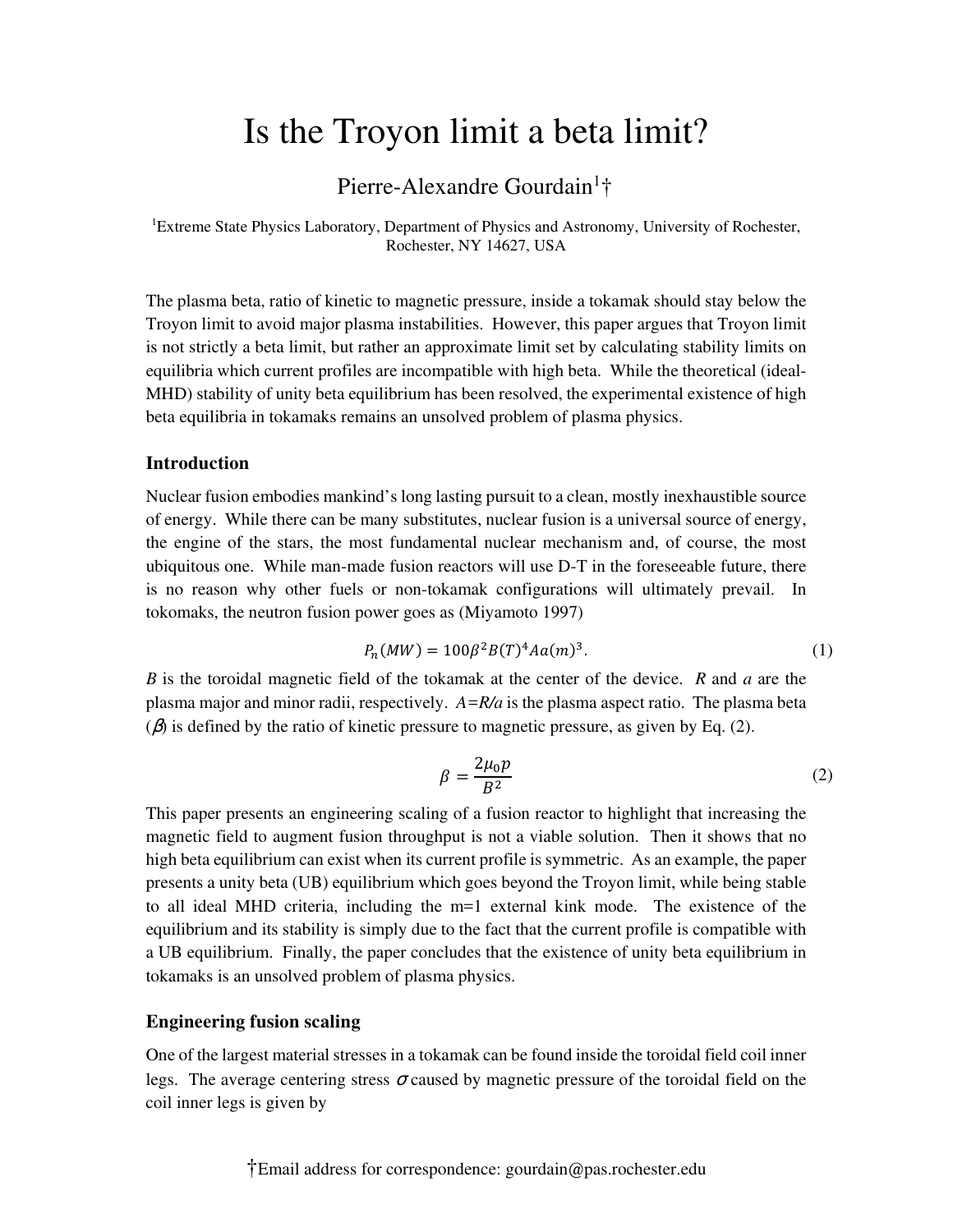# Is the Troyon limit a beta limit?

Pierre-Alexandre Gourdain[1]†

[1]Extreme State Physics Laboratory, Department of Physics and Astronomy, University of Rochester, Rochester, NY 14627, USA

The plasma beta, ratio of kinetic to magnetic pressure, inside a tokamak should stay below the Troyon limit to avoid major plasma instabilities. However, this paper argues that Troyon limit is not strictly a beta limit, but rather an approximate limit set by calculating stability limits on equilibria which current profiles are incompatible with high beta. While the theoretical (ideal-MHD) stability of unity beta equilibrium has been resolved, the experimental existence of high beta equilibria in tokamaks remains an unsolved problem of plasma physics.

## Introduction

Nuclear fusion embodies mankind's long lasting pursuit to a clean, mostly inexhaustible source of energy. While there can be many substitutes, nuclear fusion is a universal source of energy, the engine of the stars, the most fundamental nuclear mechanism and, of course, the most ubiquitous one. While man-made fusion reactors will use D-T in the foreseeable future, there is no reason why other fuels or non-tokamak configurations will ultimately prevail. In tokomaks, the neutron fusion power goes as (Miyamoto 1997)

$$P_n(MW) = 100\beta^2 B(T)^4 A a(m)^3. \tag{1}$$

*B* is the toroidal magnetic field of the tokamak at the center of the device. *R* and *a* are the plasma major and minor radii, respectively. *A=R/a* is the plasma aspect ratio. The plasma beta ($\beta$) is defined by the ratio of kinetic pressure to magnetic pressure, as given by Eq. (2).

$$\beta = \frac{2\mu_0 p}{B^2} \tag{2}$$

This paper presents an engineering scaling of a fusion reactor to highlight that increasing the magnetic field to augment fusion throughput is not a viable solution. Then it shows that no high beta equilibrium can exist when its current profile is symmetric. As an example, the paper presents a unity beta (UB) equilibrium which goes beyond the Troyon limit, while being stable to all ideal MHD criteria, including the m=1 external kink mode. The existence of the equilibrium and its stability is simply due to the fact that the current profile is compatible with a UB equilibrium. Finally, the paper concludes that the existence of unity beta equilibrium in tokamaks is an unsolved problem of plasma physics.

## Engineering fusion scaling

One of the largest material stresses in a tokamak can be found inside the toroidal field coil inner legs. The average centering stress $\sigma$ caused by magnetic pressure of the toroidal field on the coil inner legs is given by

†Email address for correspondence: gourdain@pas.rochester.edu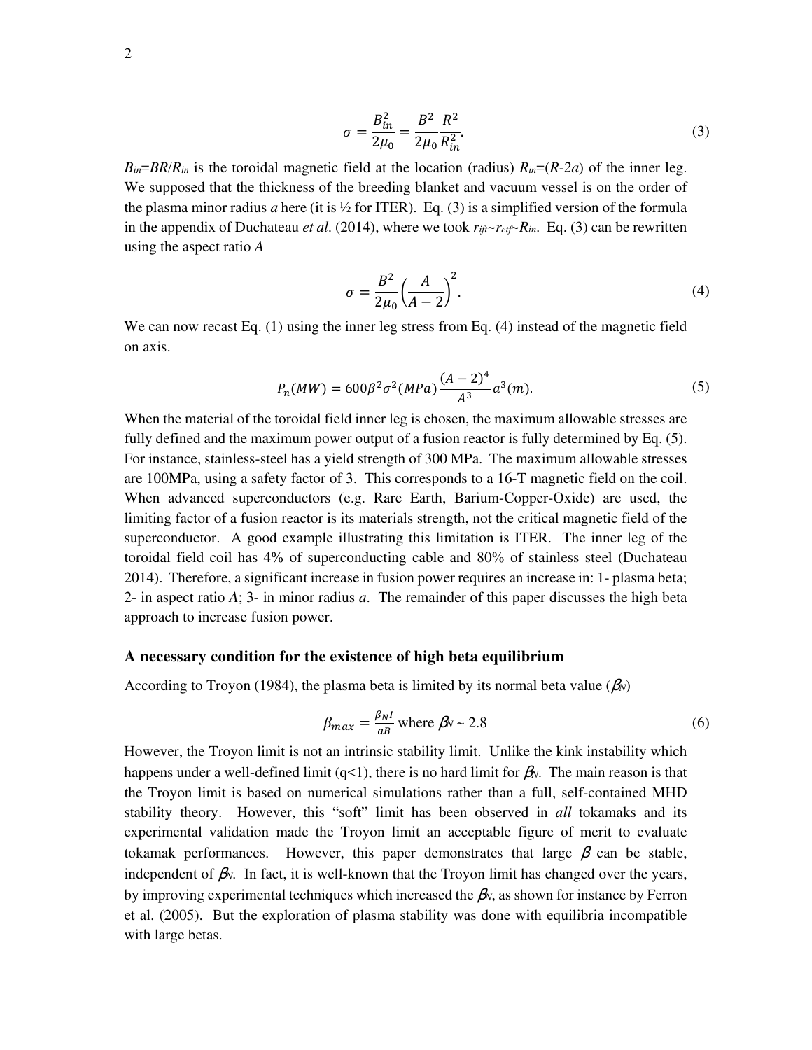$$\sigma = \frac{B_{in}^2}{2\mu_0} = \frac{B^2}{2\mu_0}\frac{R^2}{R_{in}^2}. \tag{3}$$

$B_{in}=BR/R_{in}$ is the toroidal magnetic field at the location (radius) $R_{in}=(R\text{-}2a)$ of the inner leg. We supposed that the thickness of the breeding blanket and vacuum vessel is on the order of the plasma minor radius *a* here (it is ½ for ITER). Eq. (3) is a simplified version of the formula in the appendix of Duchateau *et al*. (2014), where we took $r_{ift}$~$r_{etf}$~$R_{in}$. Eq. (3) can be rewritten using the aspect ratio *A*

$$\sigma = \frac{B^2}{2\mu_0}\left(\frac{A}{A-2}\right)^2. \tag{4}$$

We can now recast Eq. (1) using the inner leg stress from Eq. (4) instead of the magnetic field on axis.

$$P_n(MW) = 600\beta^2\sigma^2(MPa)\frac{(A-2)^4}{A^3}a^3(m). \tag{5}$$

When the material of the toroidal field inner leg is chosen, the maximum allowable stresses are fully defined and the maximum power output of a fusion reactor is fully determined by Eq. (5). For instance, stainless-steel has a yield strength of 300 MPa. The maximum allowable stresses are 100MPa, using a safety factor of 3. This corresponds to a 16-T magnetic field on the coil. When advanced superconductors (e.g. Rare Earth, Barium-Copper-Oxide) are used, the limiting factor of a fusion reactor is its materials strength, not the critical magnetic field of the superconductor. A good example illustrating this limitation is ITER. The inner leg of the toroidal field coil has 4% of superconducting cable and 80% of stainless steel (Duchateau 2014). Therefore, a significant increase in fusion power requires an increase in: 1- plasma beta; 2- in aspect ratio *A*; 3- in minor radius *a*. The remainder of this paper discusses the high beta approach to increase fusion power.

## A necessary condition for the existence of high beta equilibrium

According to Troyon (1984), the plasma beta is limited by its normal beta value ($\beta_N$)

$$\beta_{max} = \frac{\beta_N I}{aB} \text{ where } \beta_N \sim 2.8 \tag{6}$$

However, the Troyon limit is not an intrinsic stability limit. Unlike the kink instability which happens under a well-defined limit (q<1), there is no hard limit for $\beta_N$. The main reason is that the Troyon limit is based on numerical simulations rather than a full, self-contained MHD stability theory. However, this "soft" limit has been observed in *all* tokamaks and its experimental validation made the Troyon limit an acceptable figure of merit to evaluate tokamak performances. However, this paper demonstrates that large $\beta$ can be stable, independent of $\beta_N$. In fact, it is well-known that the Troyon limit has changed over the years, by improving experimental techniques which increased the $\beta_N$, as shown for instance by Ferron et al. (2005). But the exploration of plasma stability was done with equilibria incompatible with large betas.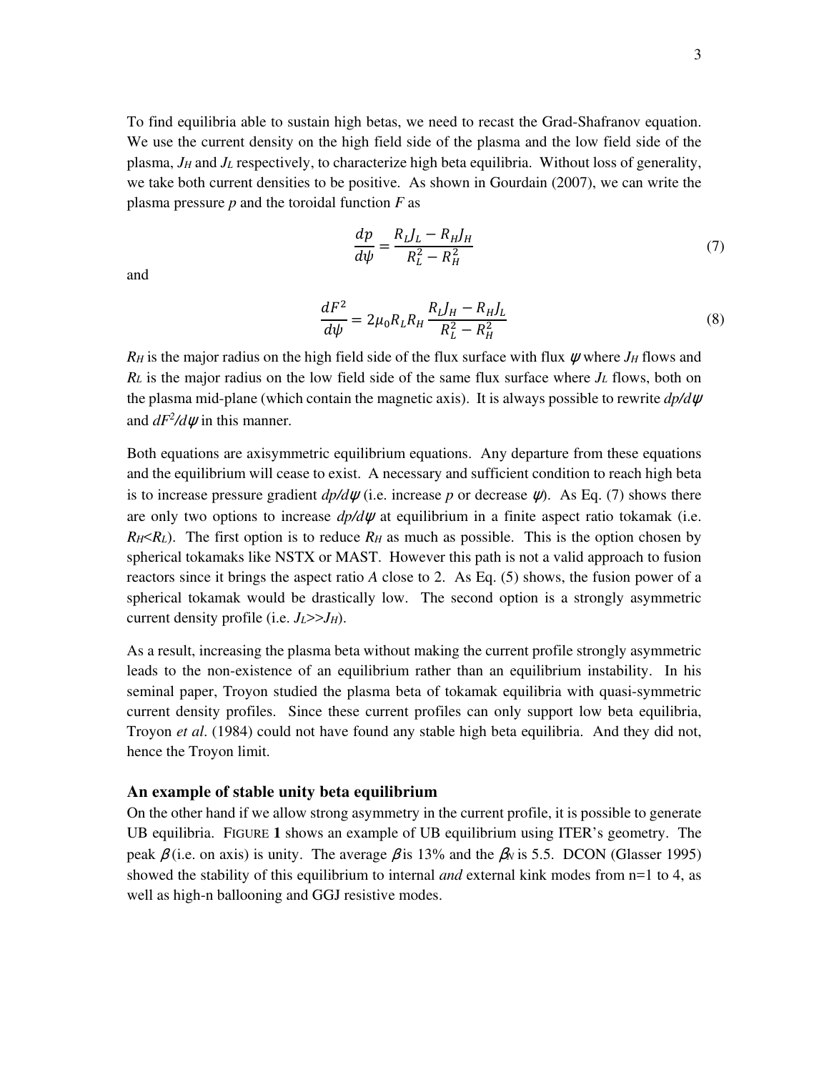To find equilibria able to sustain high betas, we need to recast the Grad-Shafranov equation. We use the current density on the high field side of the plasma and the low field side of the plasma, $J_H$ and $J_L$ respectively, to characterize high beta equilibria. Without loss of generality, we take both current densities to be positive. As shown in Gourdain (2007), we can write the plasma pressure $p$ and the toroidal function $F$ as

$$\frac{dp}{d\psi} = \frac{R_L J_L - R_H J_H}{R_L^2 - R_H^2} \tag{7}$$

and

$$\frac{dF^2}{d\psi} = 2\mu_0 R_L R_H \frac{R_L J_H - R_H J_L}{R_L^2 - R_H^2} \tag{8}$$

$R_H$ is the major radius on the high field side of the flux surface with flux $\psi$ where $J_H$ flows and $R_L$ is the major radius on the low field side of the same flux surface where $J_L$ flows, both on the plasma mid-plane (which contain the magnetic axis). It is always possible to rewrite $dp/d\psi$ and $dF^2/d\psi$ in this manner.

Both equations are axisymmetric equilibrium equations. Any departure from these equations and the equilibrium will cease to exist. A necessary and sufficient condition to reach high beta is to increase pressure gradient $dp/d\psi$ (i.e. increase $p$ or decrease $\psi$). As Eq. (7) shows there are only two options to increase $dp/d\psi$ at equilibrium in a finite aspect ratio tokamak (i.e. $R_H<R_L$). The first option is to reduce $R_H$ as much as possible. This is the option chosen by spherical tokamaks like NSTX or MAST. However this path is not a valid approach to fusion reactors since it brings the aspect ratio $A$ close to 2. As Eq. (5) shows, the fusion power of a spherical tokamak would be drastically low. The second option is a strongly asymmetric current density profile (i.e. $J_L>>J_H$).

As a result, increasing the plasma beta without making the current profile strongly asymmetric leads to the non-existence of an equilibrium rather than an equilibrium instability. In his seminal paper, Troyon studied the plasma beta of tokamak equilibria with quasi-symmetric current density profiles. Since these current profiles can only support low beta equilibria, Troyon *et al*. (1984) could not have found any stable high beta equilibria. And they did not, hence the Troyon limit.

### An example of stable unity beta equilibrium

On the other hand if we allow strong asymmetry in the current profile, it is possible to generate UB equilibria. FIGURE **1** shows an example of UB equilibrium using ITER's geometry. The peak $\beta$ (i.e. on axis) is unity. The average $\beta$ is 13% and the $\beta_N$ is 5.5. DCON (Glasser 1995) showed the stability of this equilibrium to internal *and* external kink modes from n=1 to 4, as well as high-n ballooning and GGJ resistive modes.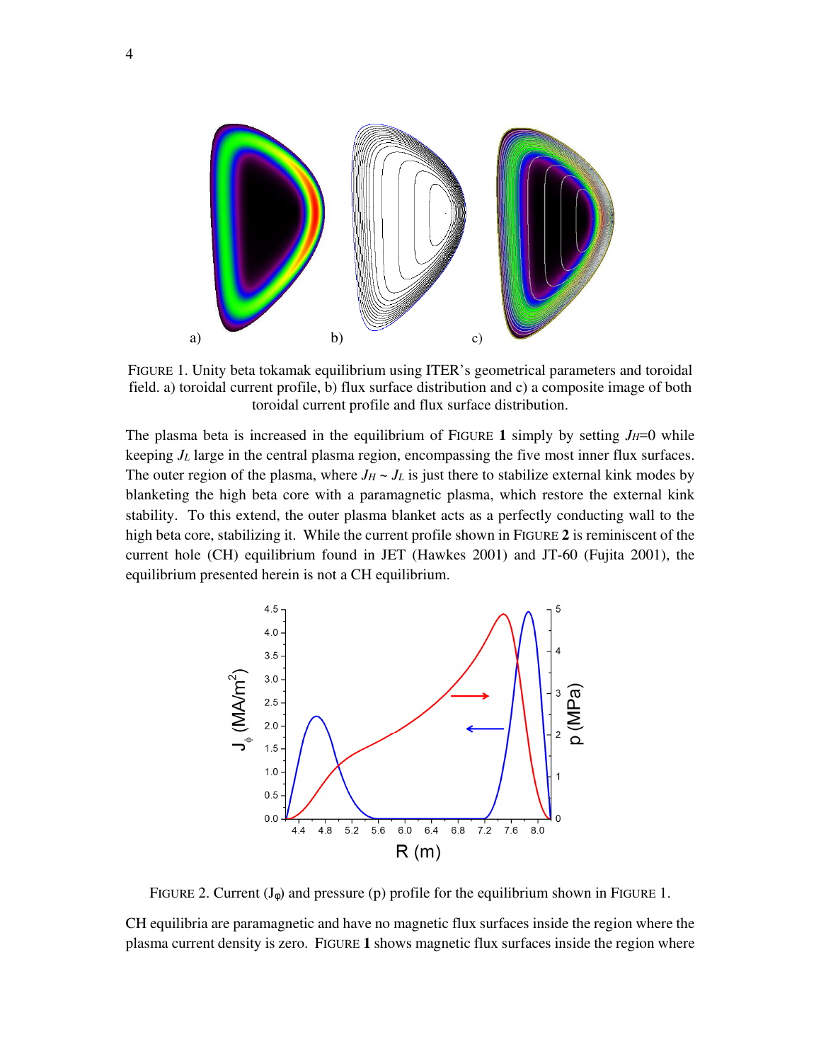FIGURE 1. Unity beta tokamak equilibrium using ITER's geometrical parameters and toroidal field. a) toroidal current profile, b) flux surface distribution and c) a composite image of both toroidal current profile and flux surface distribution.

The plasma beta is increased in the equilibrium of FIGURE **1** simply by setting $J_H$=0 while keeping $J_L$ large in the central plasma region, encompassing the five most inner flux surfaces. The outer region of the plasma, where $J_H \sim J_L$ is just there to stabilize external kink modes by blanketing the high beta core with a paramagnetic plasma, which restore the external kink stability. To this extend, the outer plasma blanket acts as a perfectly conducting wall to the high beta core, stabilizing it. While the current profile shown in FIGURE **2** is reminiscent of the current hole (CH) equilibrium found in JET (Hawkes 2001) and JT-60 (Fujita 2001), the equilibrium presented herein is not a CH equilibrium.

FIGURE 2. Current ($J_\varphi$) and pressure (p) profile for the equilibrium shown in FIGURE 1.

CH equilibria are paramagnetic and have no magnetic flux surfaces inside the region where the plasma current density is zero. FIGURE **1** shows magnetic flux surfaces inside the region where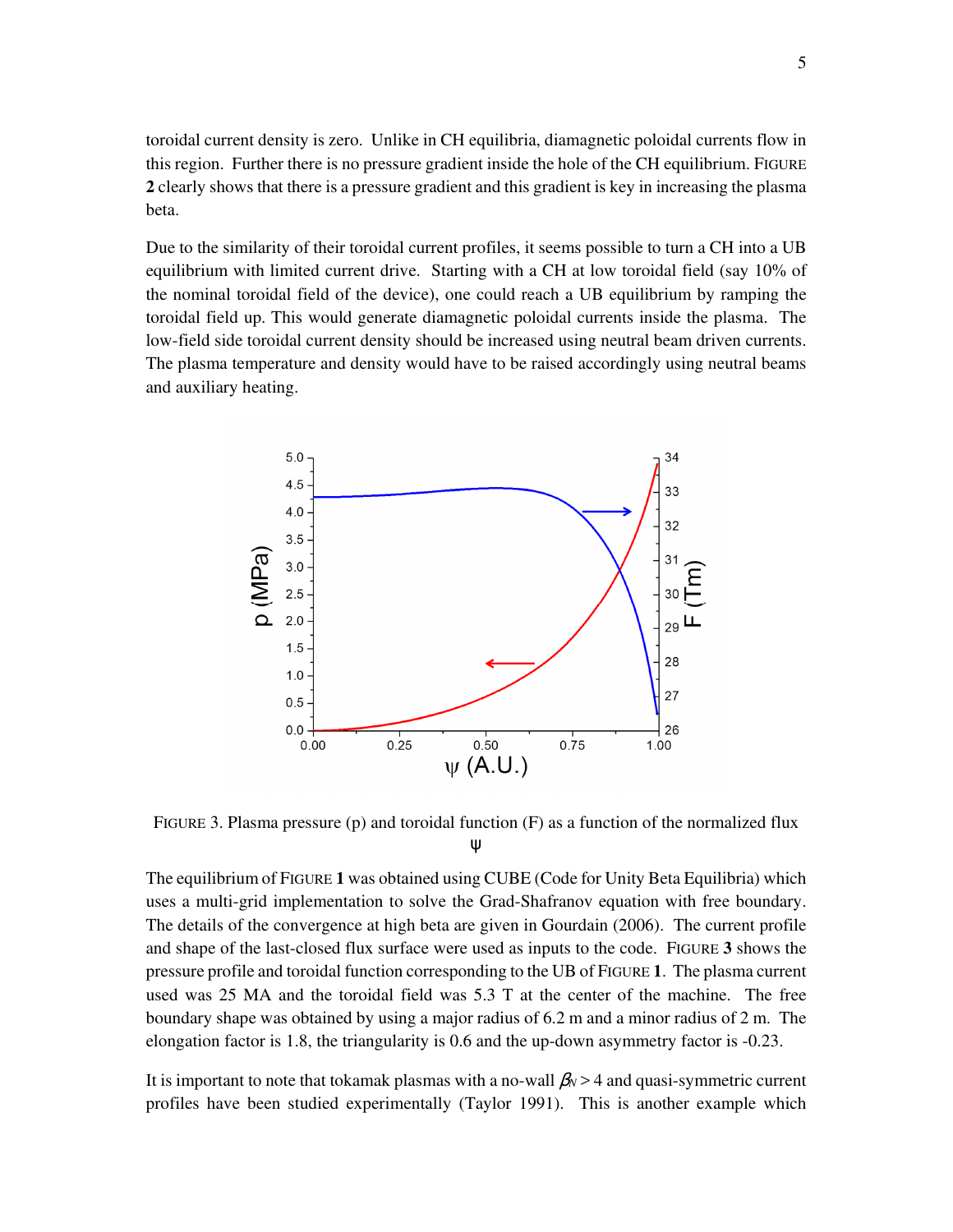toroidal current density is zero. Unlike in CH equilibria, diamagnetic poloidal currents flow in this region. Further there is no pressure gradient inside the hole of the CH equilibrium. FIGURE **2** clearly shows that there is a pressure gradient and this gradient is key in increasing the plasma beta.

Due to the similarity of their toroidal current profiles, it seems possible to turn a CH into a UB equilibrium with limited current drive. Starting with a CH at low toroidal field (say 10% of the nominal toroidal field of the device), one could reach a UB equilibrium by ramping the toroidal field up. This would generate diamagnetic poloidal currents inside the plasma. The low-field side toroidal current density should be increased using neutral beam driven currents. The plasma temperature and density would have to be raised accordingly using neutral beams and auxiliary heating.

FIGURE 3. Plasma pressure (p) and toroidal function (F) as a function of the normalized flux $\psi$

The equilibrium of FIGURE **1** was obtained using CUBE (Code for Unity Beta Equilibria) which uses a multi-grid implementation to solve the Grad-Shafranov equation with free boundary. The details of the convergence at high beta are given in Gourdain (2006). The current profile and shape of the last-closed flux surface were used as inputs to the code. FIGURE **3** shows the pressure profile and toroidal function corresponding to the UB of FIGURE **1**. The plasma current used was 25 MA and the toroidal field was 5.3 T at the center of the machine. The free boundary shape was obtained by using a major radius of 6.2 m and a minor radius of 2 m. The elongation factor is 1.8, the triangularity is 0.6 and the up-down asymmetry factor is -0.23.

It is important to note that tokamak plasmas with a no-wall $\beta_N > 4$ and quasi-symmetric current profiles have been studied experimentally (Taylor 1991). This is another example which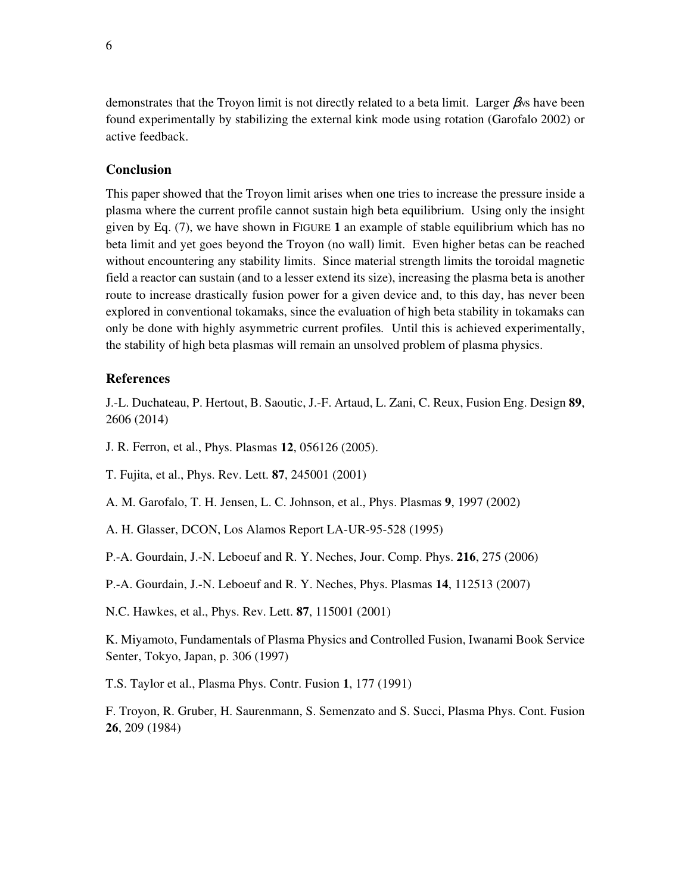demonstrates that the Troyon limit is not directly related to a beta limit. Larger $\beta_N$s have been found experimentally by stabilizing the external kink mode using rotation (Garofalo 2002) or active feedback.

## Conclusion

This paper showed that the Troyon limit arises when one tries to increase the pressure inside a plasma where the current profile cannot sustain high beta equilibrium. Using only the insight given by Eq. (7), we have shown in FIGURE **1** an example of stable equilibrium which has no beta limit and yet goes beyond the Troyon (no wall) limit. Even higher betas can be reached without encountering any stability limits. Since material strength limits the toroidal magnetic field a reactor can sustain (and to a lesser extend its size), increasing the plasma beta is another route to increase drastically fusion power for a given device and, to this day, has never been explored in conventional tokamaks, since the evaluation of high beta stability in tokamaks can only be done with highly asymmetric current profiles. Until this is achieved experimentally, the stability of high beta plasmas will remain an unsolved problem of plasma physics.

## References

J.-L. Duchateau, P. Hertout, B. Saoutic, J.-F. Artaud, L. Zani, C. Reux, Fusion Eng. Design **89**, 2606 (2014)

J. R. Ferron, et al., Phys. Plasmas **12**, 056126 (2005).

T. Fujita, et al., Phys. Rev. Lett. **87**, 245001 (2001)

A. M. Garofalo, T. H. Jensen, L. C. Johnson, et al., Phys. Plasmas **9**, 1997 (2002)

A. H. Glasser, DCON, Los Alamos Report LA-UR-95-528 (1995)

P.-A. Gourdain, J.-N. Leboeuf and R. Y. Neches, Jour. Comp. Phys. **216**, 275 (2006)

P.-A. Gourdain, J.-N. Leboeuf and R. Y. Neches, Phys. Plasmas **14**, 112513 (2007)

N.C. Hawkes, et al., Phys. Rev. Lett. **87**, 115001 (2001)

K. Miyamoto, Fundamentals of Plasma Physics and Controlled Fusion, Iwanami Book Service Senter, Tokyo, Japan, p. 306 (1997)

T.S. Taylor et al., Plasma Phys. Contr. Fusion **1**, 177 (1991)

F. Troyon, R. Gruber, H. Saurenmann, S. Semenzato and S. Succi, Plasma Phys. Cont. Fusion **26**, 209 (1984)